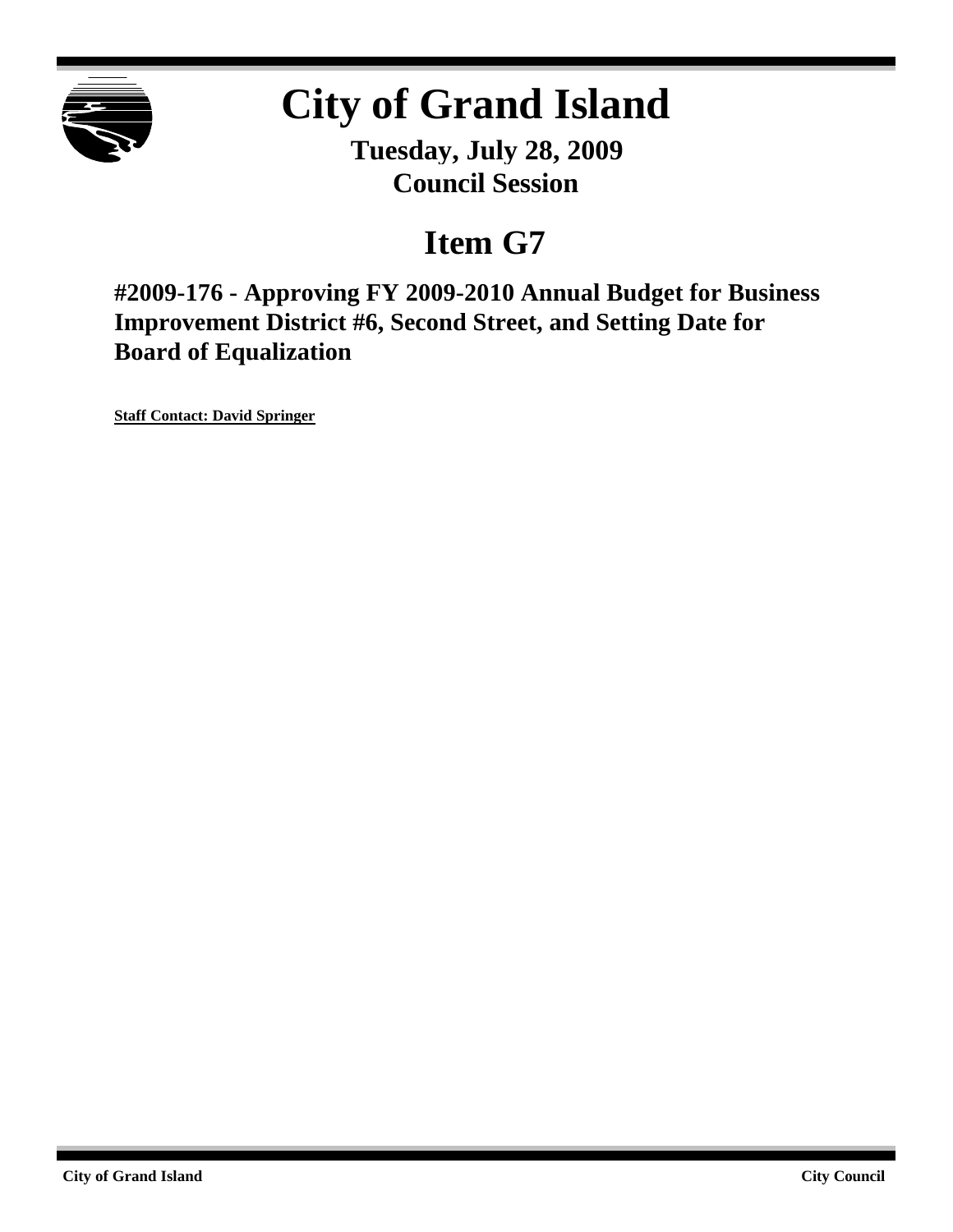# City of Grand Island

**Tuesday, July 28, 2009**
**Council Session**

# Item G7

## #2009-176 - Approving FY 2009-2010 Annual Budget for Business Improvement District #6, Second Street, and Setting Date for Board of Equalization

**Staff Contact: David Springer**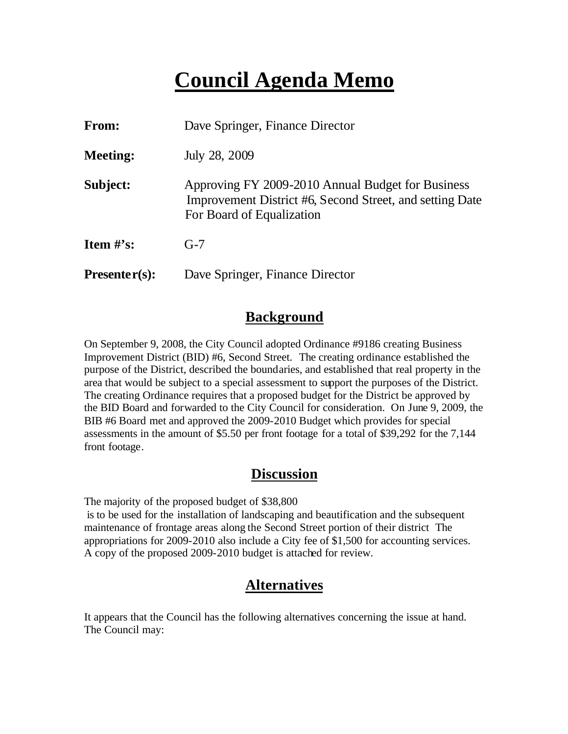# Council Agenda Memo

**From:** Dave Springer, Finance Director

**Meeting:** July 28, 2009

**Subject:** Approving FY 2009-2010 Annual Budget for Business Improvement District #6, Second Street, and setting Date For Board of Equalization

**Item #'s:** G-7

**Presenter(s):** Dave Springer, Finance Director

## Background

On September 9, 2008, the City Council adopted Ordinance #9186 creating Business Improvement District (BID) #6, Second Street. The creating ordinance established the purpose of the District, described the boundaries, and established that real property in the area that would be subject to a special assessment to support the purposes of the District. The creating Ordinance requires that a proposed budget for the District be approved by the BID Board and forwarded to the City Council for consideration. On June 9, 2009, the BIB #6 Board met and approved the 2009-2010 Budget which provides for special assessments in the amount of $5.50 per front footage for a total of $39,292 for the 7,144 front footage.

## Discussion

The majority of the proposed budget of $38,800 is to be used for the installation of landscaping and beautification and the subsequent maintenance of frontage areas along the Second Street portion of their district The appropriations for 2009-2010 also include a City fee of $1,500 for accounting services. A copy of the proposed 2009-2010 budget is attached for review.

## Alternatives

It appears that the Council has the following alternatives concerning the issue at hand. The Council may: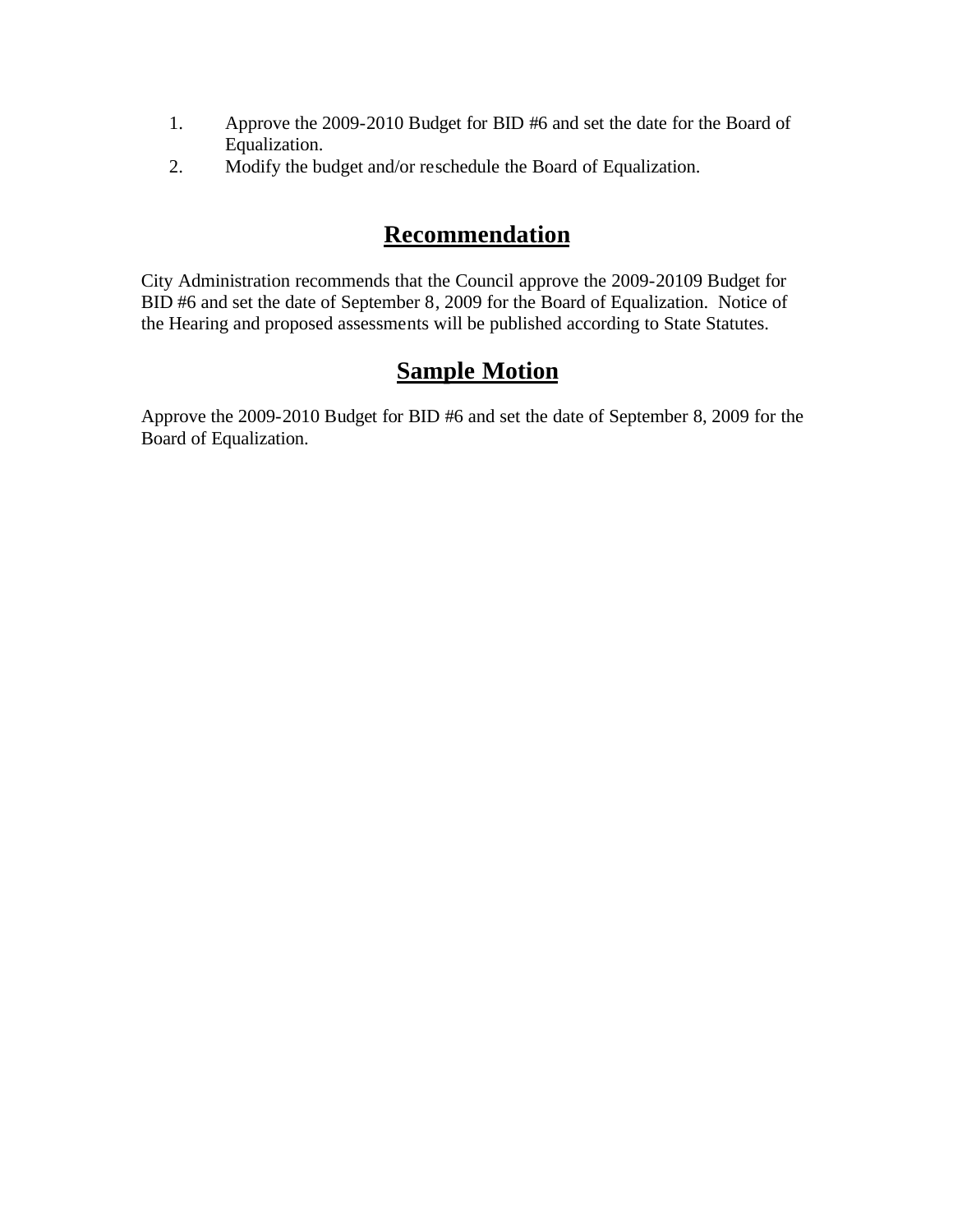1. Approve the 2009-2010 Budget for BID #6 and set the date for the Board of Equalization.
2. Modify the budget and/or reschedule the Board of Equalization.

## Recommendation

City Administration recommends that the Council approve the 2009-20109 Budget for BID #6 and set the date of September 8, 2009 for the Board of Equalization. Notice of the Hearing and proposed assessments will be published according to State Statutes.

## Sample Motion

Approve the 2009-2010 Budget for BID #6 and set the date of September 8, 2009 for the Board of Equalization.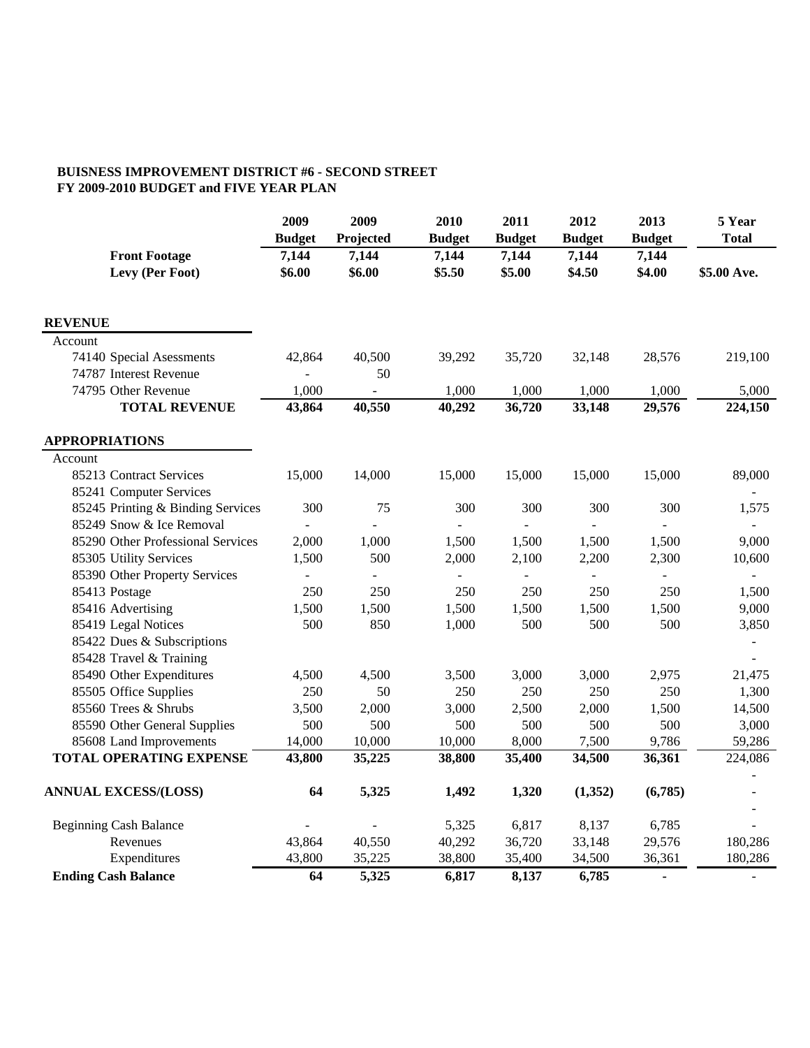**BUISNESS IMPROVEMENT DISTRICT #6 - SECOND STREET**
**FY 2009-2010 BUDGET and FIVE YEAR PLAN**

| | 2009 Budget | 2009 Projected | 2010 Budget | 2011 Budget | 2012 Budget | 2013 Budget | 5 Year Total |
|---|---|---|---|---|---|---|---|
| **Front Footage** | **7,144** | **7,144** | **7,144** | **7,144** | **7,144** | **7,144** | |
| **Levy (Per Foot)** | **$6.00** | **$6.00** | **$5.50** | **$5.00** | **$4.50** | **$4.00** | **$5.00 Ave.** |
| **REVENUE** | | | | | | | |
| Account | | | | | | | |
| 74140 Special Asessments | 42,864 | 40,500 | 39,292 | 35,720 | 32,148 | 28,576 | 219,100 |
| 74787 Interest Revenue | - | 50 | | | | | |
| 74795 Other Revenue | 1,000 | - | 1,000 | 1,000 | 1,000 | 1,000 | 5,000 |
| **TOTAL REVENUE** | **43,864** | **40,550** | **40,292** | **36,720** | **33,148** | **29,576** | **224,150** |
| **APPROPRIATIONS** | | | | | | | |
| Account | | | | | | | |
| 85213 Contract Services | 15,000 | 14,000 | 15,000 | 15,000 | 15,000 | 15,000 | 89,000 |
| 85241 Computer Services | | | | | | | - |
| 85245 Printing & Binding Services | 300 | 75 | 300 | 300 | 300 | 300 | 1,575 |
| 85249 Snow & Ice Removal | - | - | - | - | - | - | - |
| 85290 Other Professional Services | 2,000 | 1,000 | 1,500 | 1,500 | 1,500 | 1,500 | 9,000 |
| 85305 Utility Services | 1,500 | 500 | 2,000 | 2,100 | 2,200 | 2,300 | 10,600 |
| 85390 Other Property Services | - | - | - | - | - | - | - |
| 85413 Postage | 250 | 250 | 250 | 250 | 250 | 250 | 1,500 |
| 85416 Advertising | 1,500 | 1,500 | 1,500 | 1,500 | 1,500 | 1,500 | 9,000 |
| 85419 Legal Notices | 500 | 850 | 1,000 | 500 | 500 | 500 | 3,850 |
| 85422 Dues & Subscriptions | | | | | | | - |
| 85428 Travel & Training | | | | | | | - |
| 85490 Other Expenditures | 4,500 | 4,500 | 3,500 | 3,000 | 3,000 | 2,975 | 21,475 |
| 85505 Office Supplies | 250 | 50 | 250 | 250 | 250 | 250 | 1,300 |
| 85560 Trees & Shrubs | 3,500 | 2,000 | 3,000 | 2,500 | 2,000 | 1,500 | 14,500 |
| 85590 Other General Supplies | 500 | 500 | 500 | 500 | 500 | 500 | 3,000 |
| 85608 Land Improvements | 14,000 | 10,000 | 10,000 | 8,000 | 7,500 | 9,786 | 59,286 |
| **TOTAL OPERATING EXPENSE** | **43,800** | **35,225** | **38,800** | **35,400** | **34,500** | **36,361** | 224,086 |
| | | | | | | | - |
| **ANNUAL EXCESS/(LOSS)** | **64** | **5,325** | **1,492** | **1,320** | **(1,352)** | **(6,785)** | - |
| | | | | | | | - |
| Beginning Cash Balance | - | - | 5,325 | 6,817 | 8,137 | 6,785 | - |
| Revenues | 43,864 | 40,550 | 40,292 | 36,720 | 33,148 | 29,576 | 180,286 |
| Expenditures | 43,800 | 35,225 | 38,800 | 35,400 | 34,500 | 36,361 | 180,286 |
| **Ending Cash Balance** | **64** | **5,325** | **6,817** | **8,137** | **6,785** | **-** | - |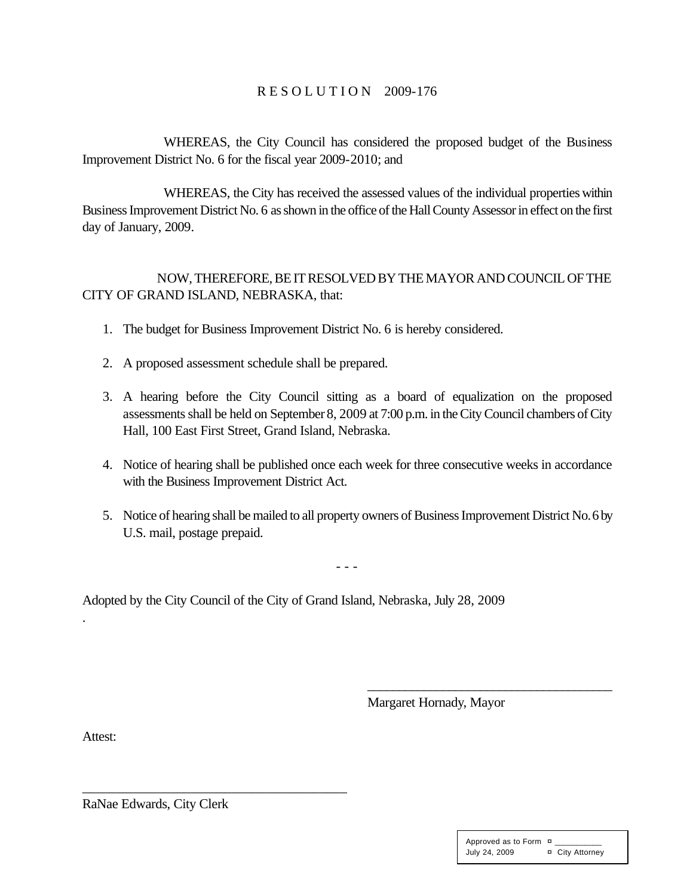# R E S O L U T I O N 2009-176

WHEREAS, the City Council has considered the proposed budget of the Business Improvement District No. 6 for the fiscal year 2009-2010; and

WHEREAS, the City has received the assessed values of the individual properties within Business Improvement District No. 6 as shown in the office of the Hall County Assessor in effect on the first day of January, 2009.

NOW, THEREFORE, BE IT RESOLVED BY THE MAYOR AND COUNCIL OF THE CITY OF GRAND ISLAND, NEBRASKA, that:

1. The budget for Business Improvement District No. 6 is hereby considered.
2. A proposed assessment schedule shall be prepared.
3. A hearing before the City Council sitting as a board of equalization on the proposed assessments shall be held on September 8, 2009 at 7:00 p.m. in the City Council chambers of City Hall, 100 East First Street, Grand Island, Nebraska.
4. Notice of hearing shall be published once each week for three consecutive weeks in accordance with the Business Improvement District Act.
5. Notice of hearing shall be mailed to all property owners of Business Improvement District No. 6 by U.S. mail, postage prepaid.

- - -

Adopted by the City Council of the City of Grand Island, Nebraska, July 28, 2009

.

_____________________________________
Margaret Hornady, Mayor

Attest:

_____________________________________
RaNae Edwards, City Clerk

Approved as to Form ¤ ___________
July 24, 2009 ¤ City Attorney